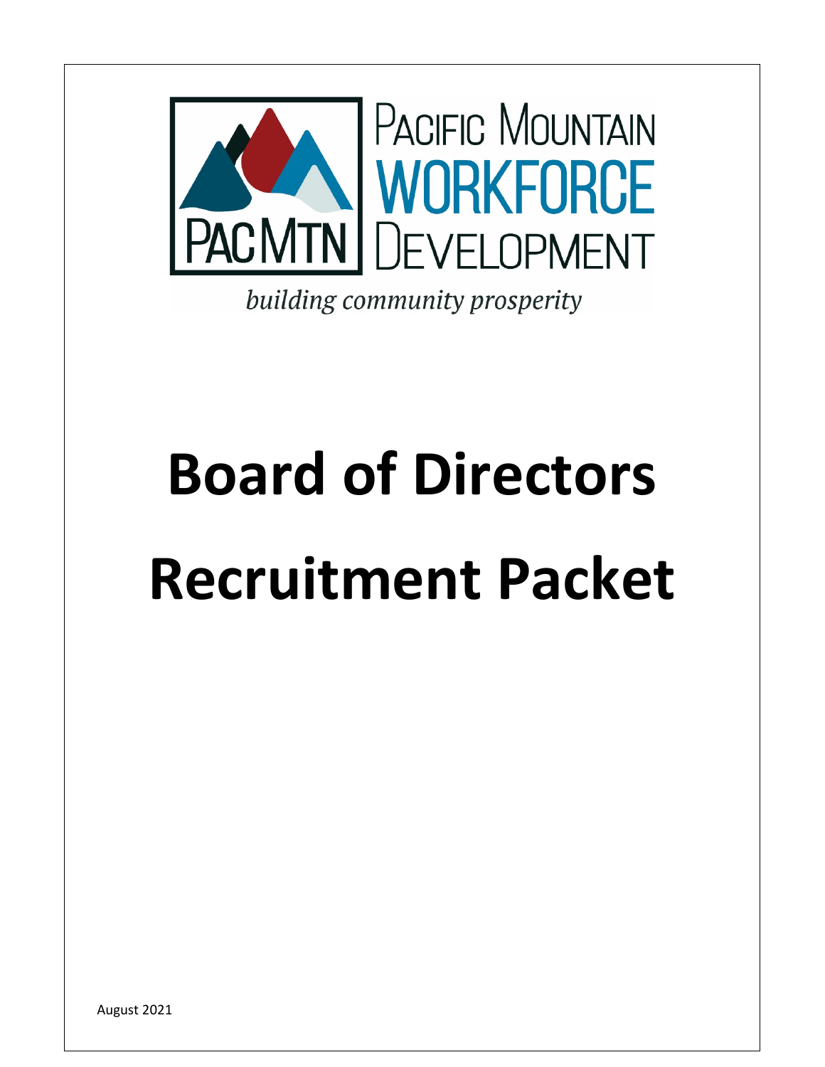PACIFIC MOUNTAIN WORKFORCE DEVELOPMENT

PACMTN

*building community prosperity*

# Board of Directors Recruitment Packet

August 2021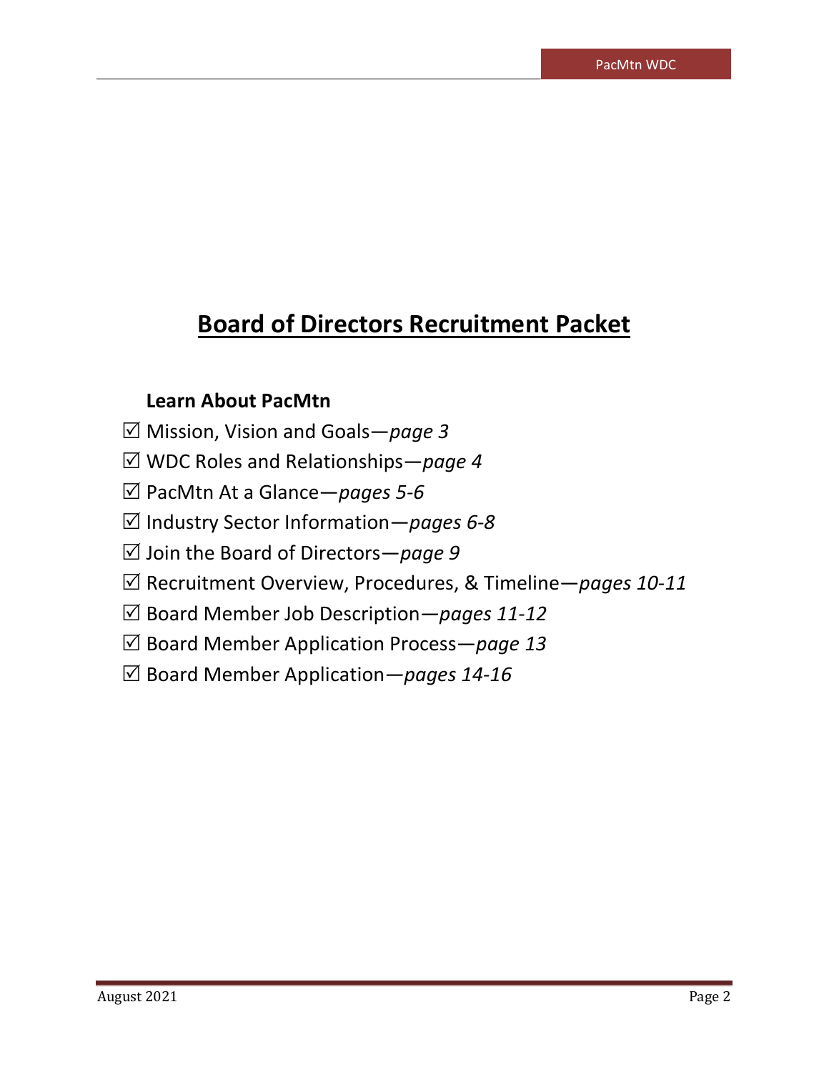# Board of Directors Recruitment Packet

**Learn About PacMtn**

- ☑ Mission, Vision and Goals—*page 3*
- ☑ WDC Roles and Relationships—*page 4*
- ☑ PacMtn At a Glance—*pages 5-6*
- ☑ Industry Sector Information—*pages 6-8*
- ☑ Join the Board of Directors—*page 9*
- ☑ Recruitment Overview, Procedures, & Timeline—*pages 10-11*
- ☑ Board Member Job Description—*pages 11-12*
- ☑ Board Member Application Process—*page 13*
- ☑ Board Member Application—*pages 14-16*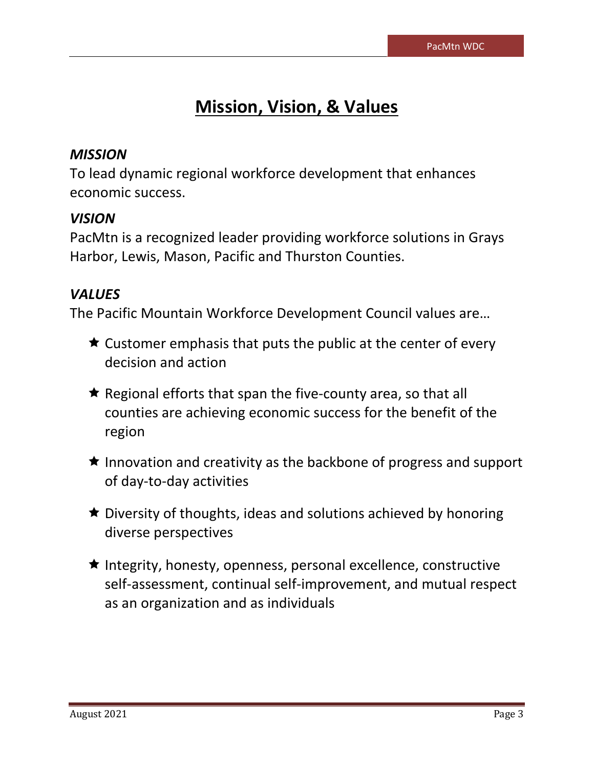# Mission, Vision, & Values

### *MISSION*

To lead dynamic regional workforce development that enhances economic success.

### *VISION*

PacMtn is a recognized leader providing workforce solutions in Grays Harbor, Lewis, Mason, Pacific and Thurston Counties.

### *VALUES*

The Pacific Mountain Workforce Development Council values are…

- ★ Customer emphasis that puts the public at the center of every decision and action
- ★ Regional efforts that span the five-county area, so that all counties are achieving economic success for the benefit of the region
- ★ Innovation and creativity as the backbone of progress and support of day-to-day activities
- ★ Diversity of thoughts, ideas and solutions achieved by honoring diverse perspectives
- ★ Integrity, honesty, openness, personal excellence, constructive self-assessment, continual self-improvement, and mutual respect as an organization and as individuals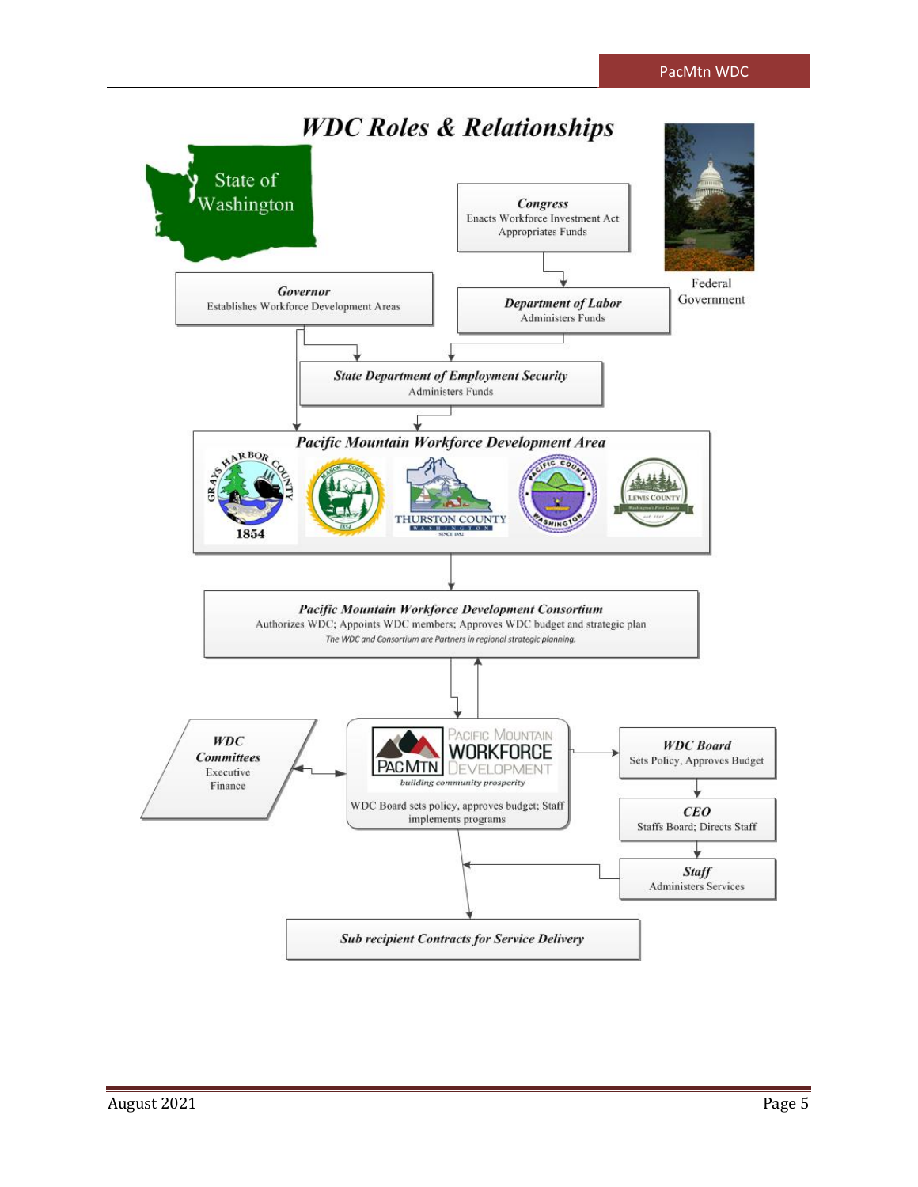# WDC Roles & Relationships

State of Washington

**Congress**
Enacts Workforce Investment Act
Appropriates Funds

Federal Government

**Governor**
Establishes Workforce Development Areas

**Department of Labor**
Administers Funds

**State Department of Employment Security**
Administers Funds

**Pacific Mountain Workforce Development Area**

GRAYS HARBOR COUNTY 1854 | MASON COUNTY 1854 | THURSTON COUNTY WASHINGTON SINCE 1852 | PACIFIC COUNTY WASHINGTON | LEWIS COUNTY Washington's First County est. 1845

**Pacific Mountain Workforce Development Consortium**
Authorizes WDC; Appoints WDC members; Approves WDC budget and strategic plan
*The WDC and Consortium are Partners in regional strategic planning.*

**WDC Committees**
Executive
Finance

PACIFIC MOUNTAIN WORKFORCE DEVELOPMENT
PACMTN
*building community prosperity*
WDC Board sets policy, approves budget; Staff implements programs

**WDC Board**
Sets Policy, Approves Budget

**CEO**
Staffs Board; Directs Staff

**Staff**
Administers Services

**Sub recipient Contracts for Service Delivery**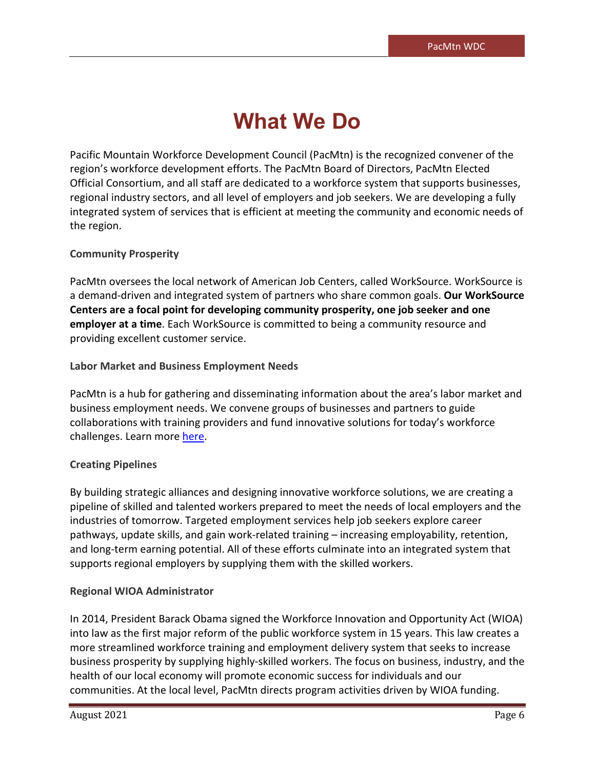# What We Do

Pacific Mountain Workforce Development Council (PacMtn) is the recognized convener of the region's workforce development efforts. The PacMtn Board of Directors, PacMtn Elected Official Consortium, and all staff are dedicated to a workforce system that supports businesses, regional industry sectors, and all level of employers and job seekers. We are developing a fully integrated system of services that is efficient at meeting the community and economic needs of the region.

### Community Prosperity

PacMtn oversees the local network of American Job Centers, called WorkSource. WorkSource is a demand-driven and integrated system of partners who share common goals. **Our WorkSource Centers are a focal point for developing community prosperity, one job seeker and one employer at a time**. Each WorkSource is committed to being a community resource and providing excellent customer service.

### Labor Market and Business Employment Needs

PacMtn is a hub for gathering and disseminating information about the area's labor market and business employment needs. We convene groups of businesses and partners to guide collaborations with training providers and fund innovative solutions for today's workforce challenges. Learn more here.

### Creating Pipelines

By building strategic alliances and designing innovative workforce solutions, we are creating a pipeline of skilled and talented workers prepared to meet the needs of local employers and the industries of tomorrow. Targeted employment services help job seekers explore career pathways, update skills, and gain work-related training – increasing employability, retention, and long-term earning potential. All of these efforts culminate into an integrated system that supports regional employers by supplying them with the skilled workers.

### Regional WIOA Administrator

In 2014, President Barack Obama signed the Workforce Innovation and Opportunity Act (WIOA) into law as the first major reform of the public workforce system in 15 years. This law creates a more streamlined workforce training and employment delivery system that seeks to increase business prosperity by supplying highly-skilled workers. The focus on business, industry, and the health of our local economy will promote economic success for individuals and our communities. At the local level, PacMtn directs program activities driven by WIOA funding.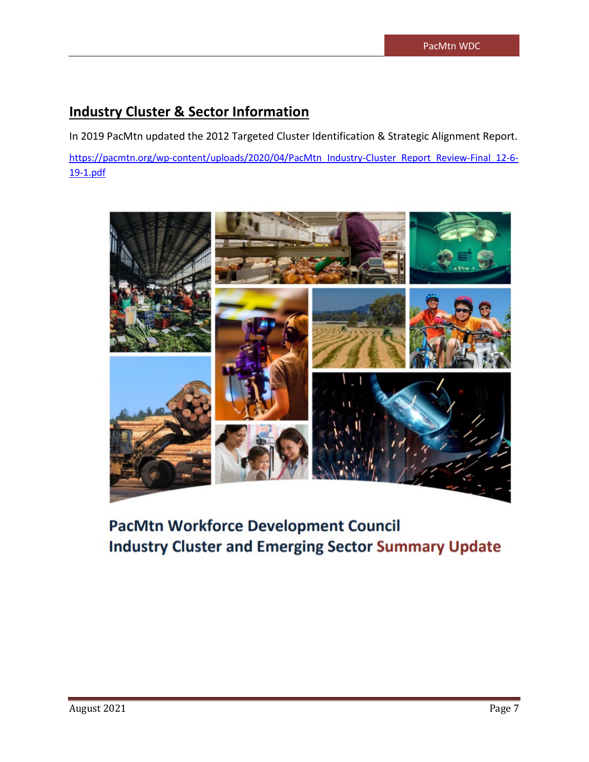## Industry Cluster & Sector Information

In 2019 PacMtn updated the 2012 Targeted Cluster Identification & Strategic Alignment Report.

https://pacmtn.org/wp-content/uploads/2020/04/PacMtn_Industry-Cluster_Report_Review-Final_12-6-19-1.pdf

PacMtn Workforce Development Council
Industry Cluster and Emerging Sector Summary Update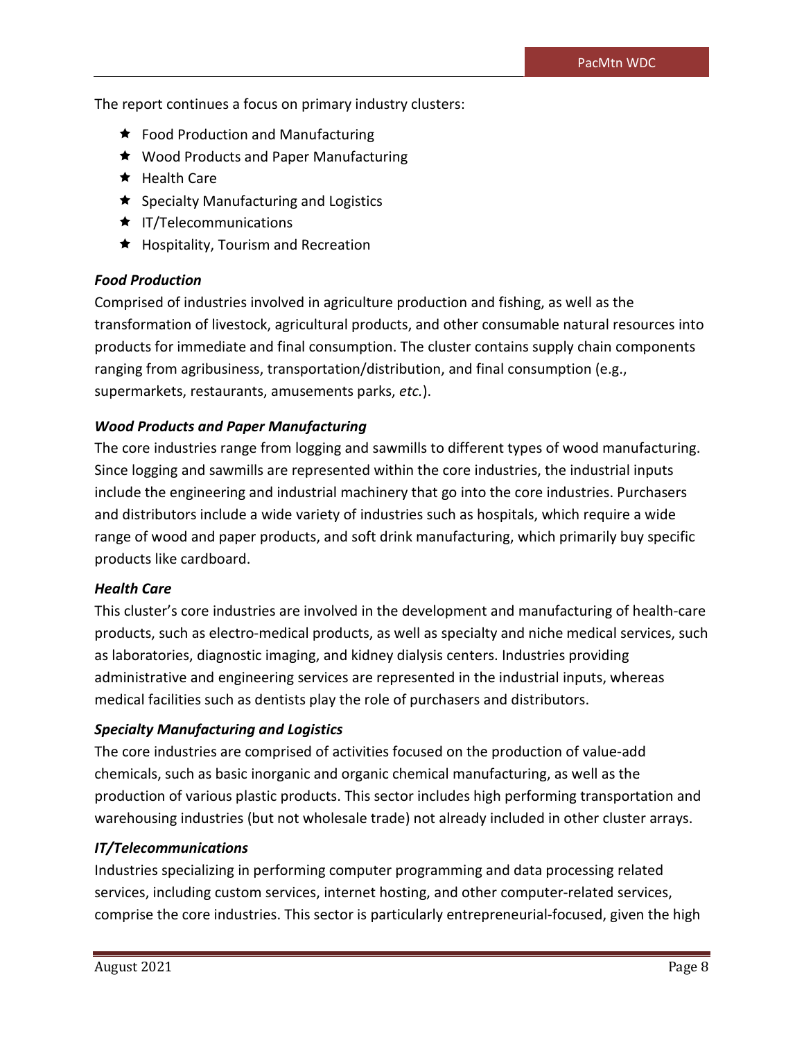The report continues a focus on primary industry clusters:

- Food Production and Manufacturing
- Wood Products and Paper Manufacturing
- Health Care
- Specialty Manufacturing and Logistics
- IT/Telecommunications
- Hospitality, Tourism and Recreation

***Food Production***

Comprised of industries involved in agriculture production and fishing, as well as the transformation of livestock, agricultural products, and other consumable natural resources into products for immediate and final consumption. The cluster contains supply chain components ranging from agribusiness, transportation/distribution, and final consumption (e.g., supermarkets, restaurants, amusements parks, *etc.*).

***Wood Products and Paper Manufacturing***

The core industries range from logging and sawmills to different types of wood manufacturing. Since logging and sawmills are represented within the core industries, the industrial inputs include the engineering and industrial machinery that go into the core industries. Purchasers and distributors include a wide variety of industries such as hospitals, which require a wide range of wood and paper products, and soft drink manufacturing, which primarily buy specific products like cardboard.

***Health Care***

This cluster's core industries are involved in the development and manufacturing of health-care products, such as electro-medical products, as well as specialty and niche medical services, such as laboratories, diagnostic imaging, and kidney dialysis centers. Industries providing administrative and engineering services are represented in the industrial inputs, whereas medical facilities such as dentists play the role of purchasers and distributors.

***Specialty Manufacturing and Logistics***

The core industries are comprised of activities focused on the production of value-add chemicals, such as basic inorganic and organic chemical manufacturing, as well as the production of various plastic products. This sector includes high performing transportation and warehousing industries (but not wholesale trade) not already included in other cluster arrays.

***IT/Telecommunications***

Industries specializing in performing computer programming and data processing related services, including custom services, internet hosting, and other computer-related services, comprise the core industries. This sector is particularly entrepreneurial-focused, given the high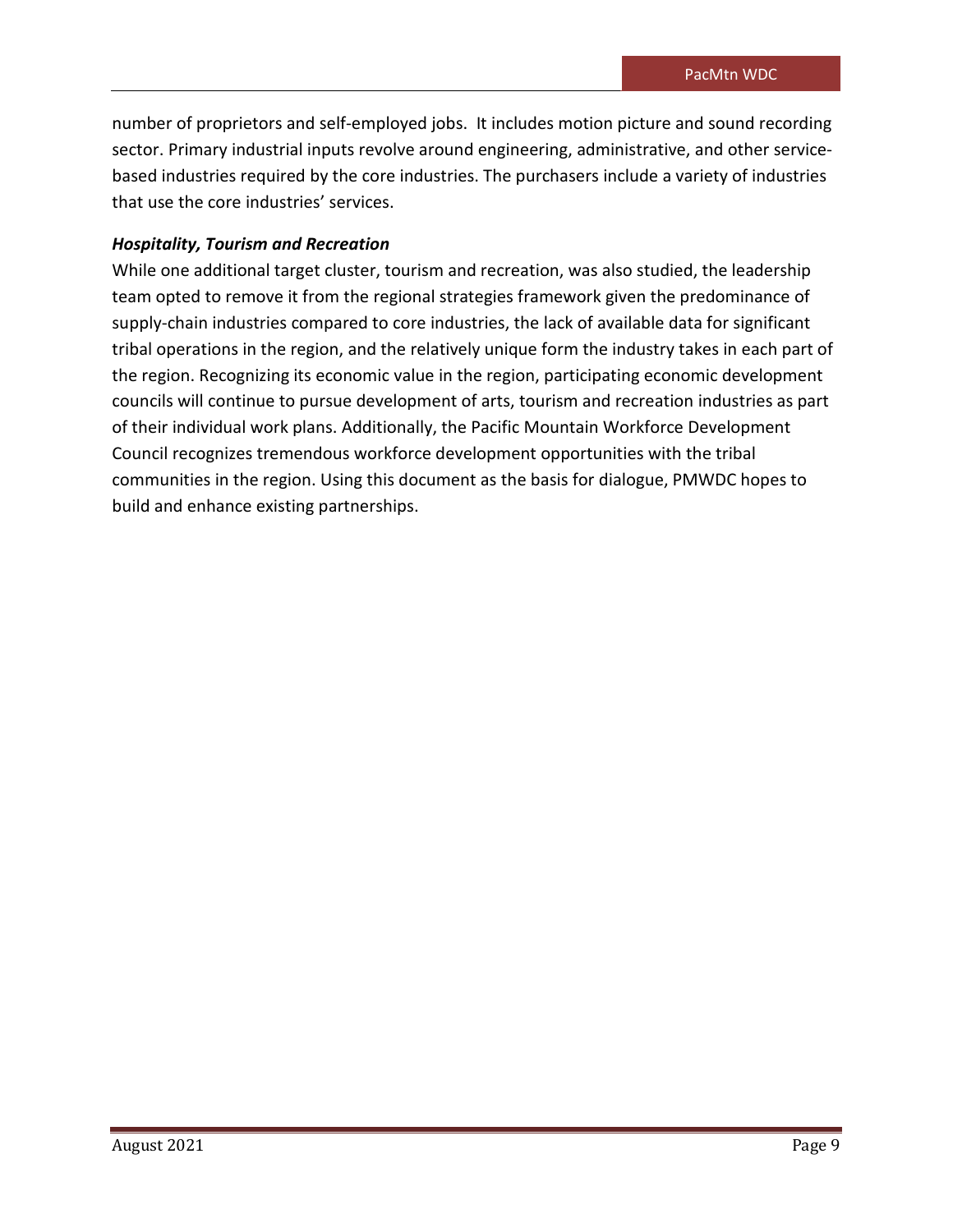number of proprietors and self-employed jobs.  It includes motion picture and sound recording sector. Primary industrial inputs revolve around engineering, administrative, and other service-based industries required by the core industries. The purchasers include a variety of industries that use the core industries' services.

***Hospitality, Tourism and Recreation***

While one additional target cluster, tourism and recreation, was also studied, the leadership team opted to remove it from the regional strategies framework given the predominance of supply-chain industries compared to core industries, the lack of available data for significant tribal operations in the region, and the relatively unique form the industry takes in each part of the region. Recognizing its economic value in the region, participating economic development councils will continue to pursue development of arts, tourism and recreation industries as part of their individual work plans. Additionally, the Pacific Mountain Workforce Development Council recognizes tremendous workforce development opportunities with the tribal communities in the region. Using this document as the basis for dialogue, PMWDC hopes to build and enhance existing partnerships.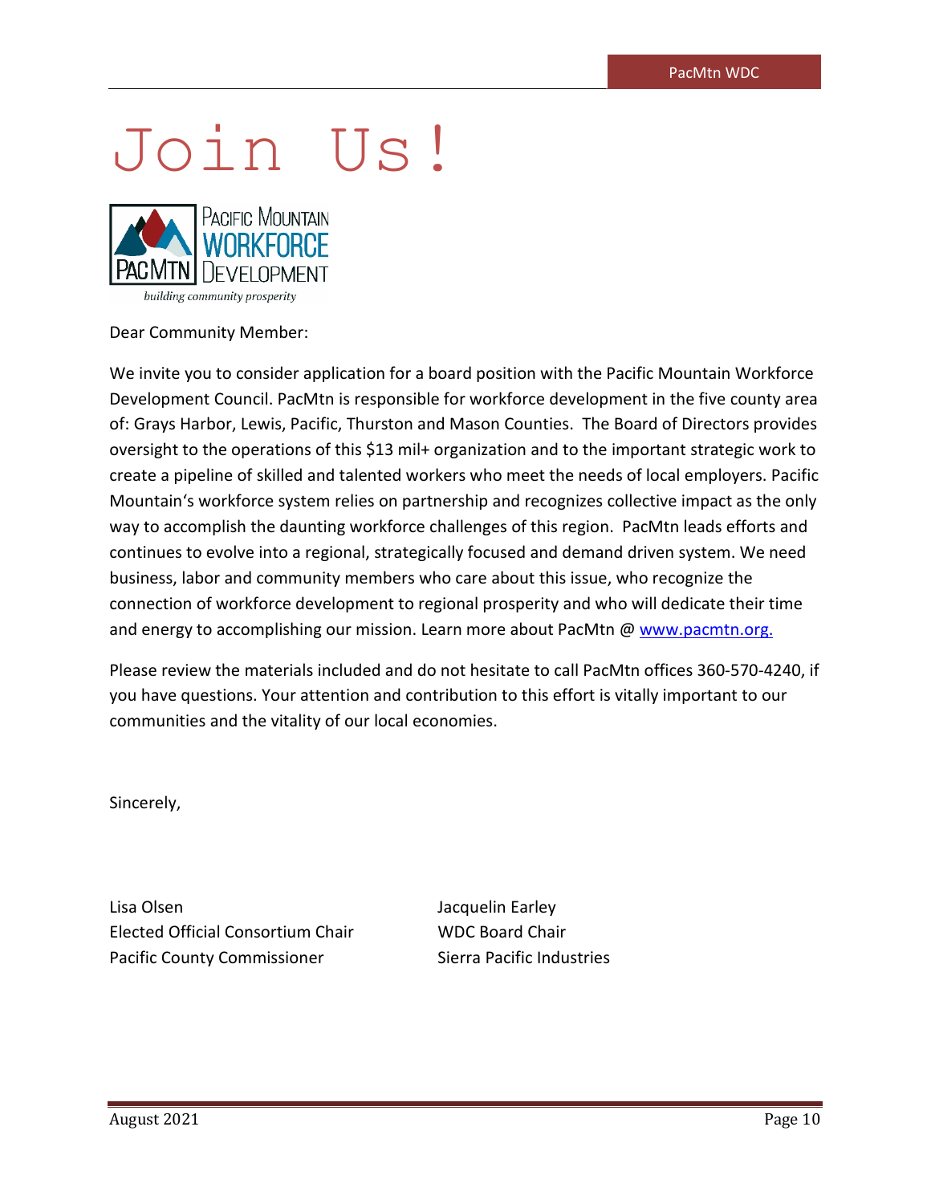# Join Us!

PACIFIC MOUNTAIN WORKFORCE DEVELOPMENT

*building community prosperity*

Dear Community Member:

We invite you to consider application for a board position with the Pacific Mountain Workforce Development Council. PacMtn is responsible for workforce development in the five county area of: Grays Harbor, Lewis, Pacific, Thurston and Mason Counties. The Board of Directors provides oversight to the operations of this $13 mil+ organization and to the important strategic work to create a pipeline of skilled and talented workers who meet the needs of local employers. Pacific Mountain's workforce system relies on partnership and recognizes collective impact as the only way to accomplish the daunting workforce challenges of this region. PacMtn leads efforts and continues to evolve into a regional, strategically focused and demand driven system. We need business, labor and community members who care about this issue, who recognize the connection of workforce development to regional prosperity and who will dedicate their time and energy to accomplishing our mission. Learn more about PacMtn @ www.pacmtn.org.

Please review the materials included and do not hesitate to call PacMtn offices 360-570-4240, if you have questions. Your attention and contribution to this effort is vitally important to our communities and the vitality of our local economies.

Sincerely,

Lisa Olsen
Elected Official Consortium Chair
Pacific County Commissioner

Jacquelin Earley
WDC Board Chair
Sierra Pacific Industries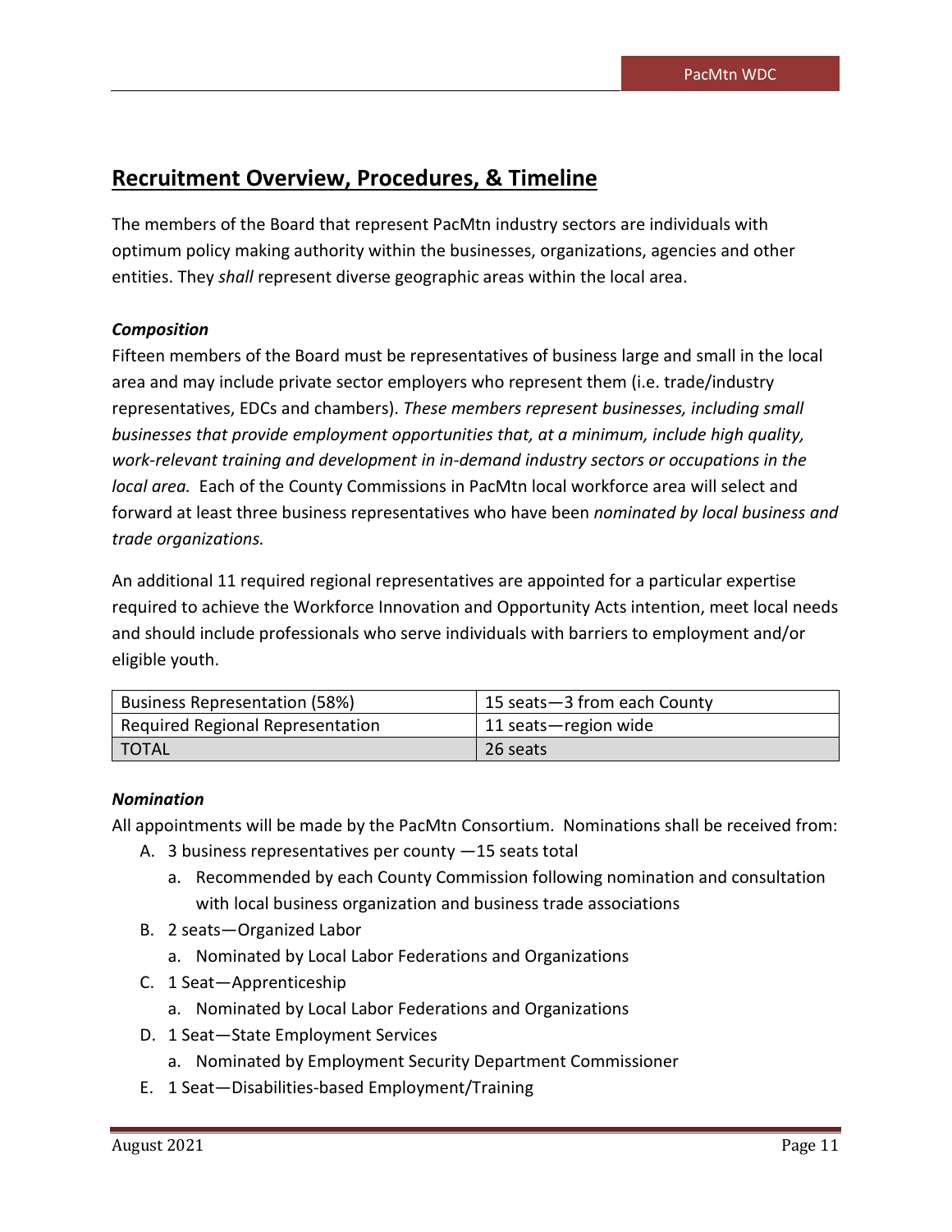## Recruitment Overview, Procedures, & Timeline

The members of the Board that represent PacMtn industry sectors are individuals with optimum policy making authority within the businesses, organizations, agencies and other entities. They *shall* represent diverse geographic areas within the local area.

### *Composition*

Fifteen members of the Board must be representatives of business large and small in the local area and may include private sector employers who represent them (i.e. trade/industry representatives, EDCs and chambers). *These members represent businesses, including small businesses that provide employment opportunities that, at a minimum, include high quality, work-relevant training and development in in-demand industry sectors or occupations in the local area.* Each of the County Commissions in PacMtn local workforce area will select and forward at least three business representatives who have been *nominated by local business and trade organizations.*

An additional 11 required regional representatives are appointed for a particular expertise required to achieve the Workforce Innovation and Opportunity Acts intention, meet local needs and should include professionals who serve individuals with barriers to employment and/or eligible youth.

| Business Representation (58%) | 15 seats—3 from each County |
|---|---|
| Required Regional Representation | 11 seats—region wide |
| TOTAL | 26 seats |

### *Nomination*

All appointments will be made by the PacMtn Consortium. Nominations shall be received from:

A. 3 business representatives per county —15 seats total
   a. Recommended by each County Commission following nomination and consultation with local business organization and business trade associations
B. 2 seats—Organized Labor
   a. Nominated by Local Labor Federations and Organizations
C. 1 Seat—Apprenticeship
   a. Nominated by Local Labor Federations and Organizations
D. 1 Seat—State Employment Services
   a. Nominated by Employment Security Department Commissioner
E. 1 Seat—Disabilities-based Employment/Training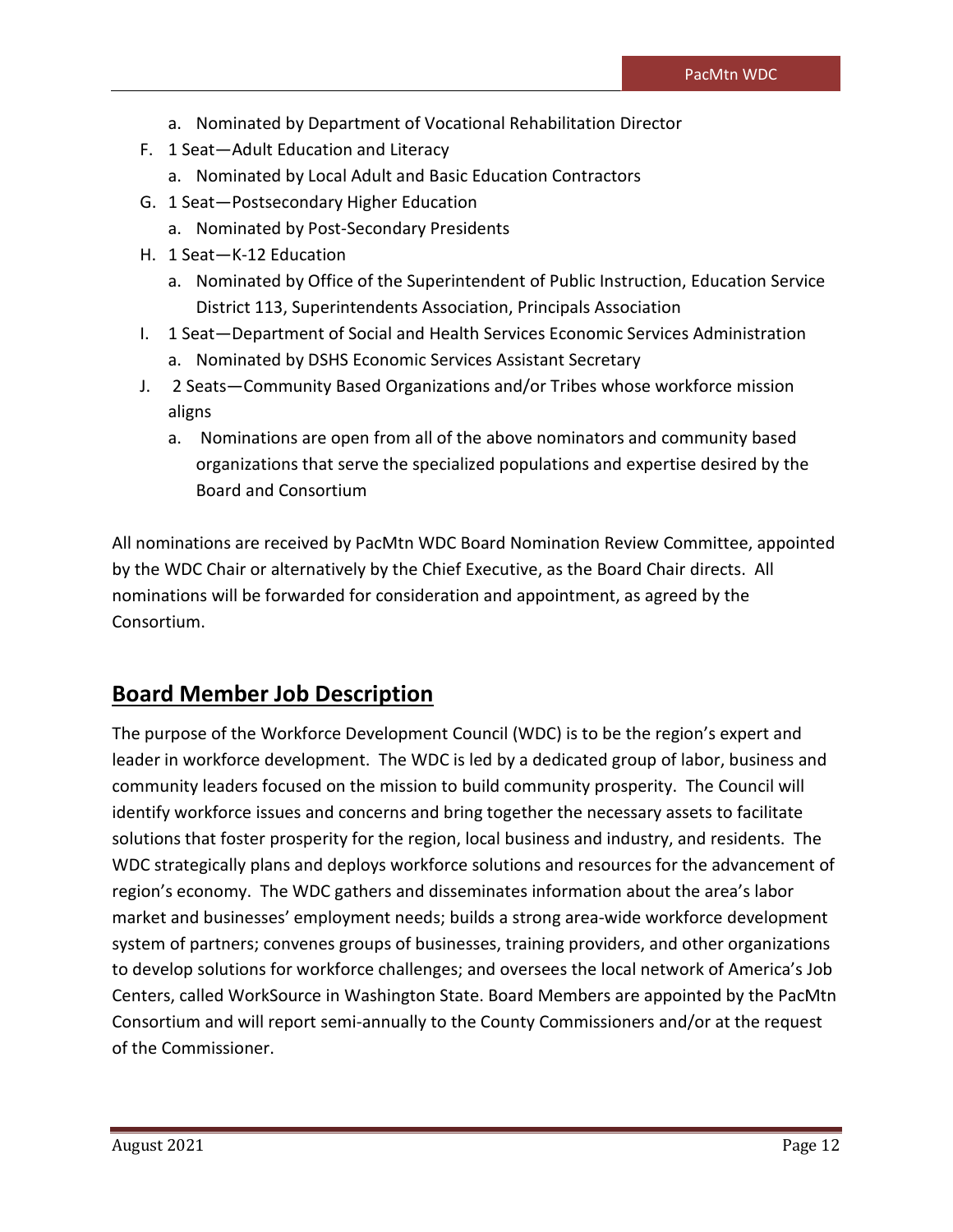a. Nominated by Department of Vocational Rehabilitation Director

F. 1 Seat—Adult Education and Literacy
   a. Nominated by Local Adult and Basic Education Contractors

G. 1 Seat—Postsecondary Higher Education
   a. Nominated by Post-Secondary Presidents

H. 1 Seat—K-12 Education
   a. Nominated by Office of the Superintendent of Public Instruction, Education Service District 113, Superintendents Association, Principals Association

I. 1 Seat—Department of Social and Health Services Economic Services Administration
   a. Nominated by DSHS Economic Services Assistant Secretary

J. 2 Seats—Community Based Organizations and/or Tribes whose workforce mission aligns
   a. Nominations are open from all of the above nominators and community based organizations that serve the specialized populations and expertise desired by the Board and Consortium

All nominations are received by PacMtn WDC Board Nomination Review Committee, appointed by the WDC Chair or alternatively by the Chief Executive, as the Board Chair directs. All nominations will be forwarded for consideration and appointment, as agreed by the Consortium.

## Board Member Job Description

The purpose of the Workforce Development Council (WDC) is to be the region's expert and leader in workforce development. The WDC is led by a dedicated group of labor, business and community leaders focused on the mission to build community prosperity. The Council will identify workforce issues and concerns and bring together the necessary assets to facilitate solutions that foster prosperity for the region, local business and industry, and residents. The WDC strategically plans and deploys workforce solutions and resources for the advancement of region's economy. The WDC gathers and disseminates information about the area's labor market and businesses' employment needs; builds a strong area-wide workforce development system of partners; convenes groups of businesses, training providers, and other organizations to develop solutions for workforce challenges; and oversees the local network of America's Job Centers, called WorkSource in Washington State. Board Members are appointed by the PacMtn Consortium and will report semi-annually to the County Commissioners and/or at the request of the Commissioner.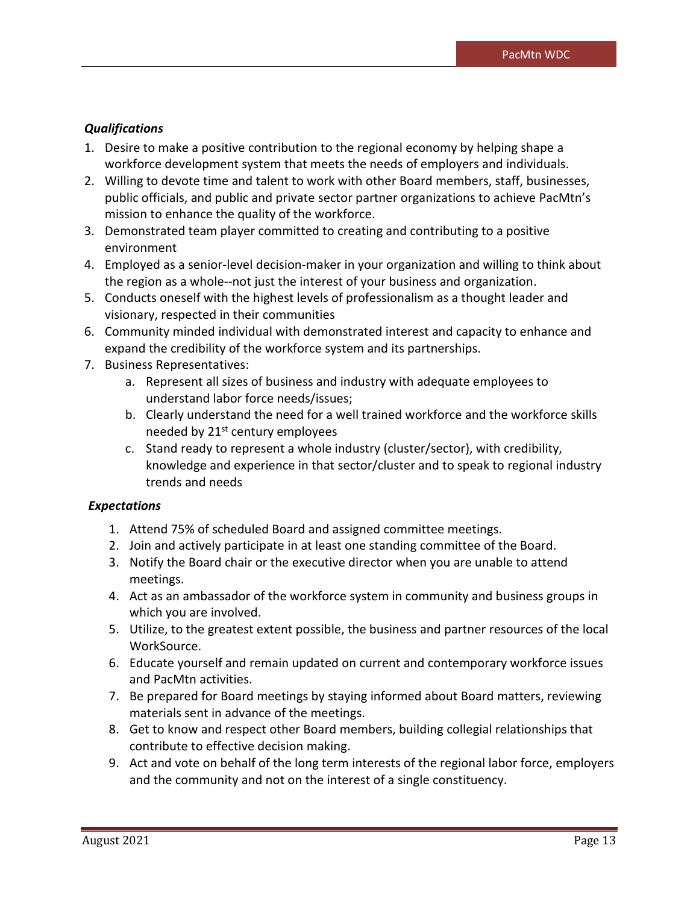***Qualifications***

1. Desire to make a positive contribution to the regional economy by helping shape a workforce development system that meets the needs of employers and individuals.
2. Willing to devote time and talent to work with other Board members, staff, businesses, public officials, and public and private sector partner organizations to achieve PacMtn's mission to enhance the quality of the workforce.
3. Demonstrated team player committed to creating and contributing to a positive environment
4. Employed as a senior-level decision-maker in your organization and willing to think about the region as a whole--not just the interest of your business and organization.
5. Conducts oneself with the highest levels of professionalism as a thought leader and visionary, respected in their communities
6. Community minded individual with demonstrated interest and capacity to enhance and expand the credibility of the workforce system and its partnerships.
7. Business Representatives:
    a. Represent all sizes of business and industry with adequate employees to understand labor force needs/issues;
    b. Clearly understand the need for a well trained workforce and the workforce skills needed by 21st century employees
    c. Stand ready to represent a whole industry (cluster/sector), with credibility, knowledge and experience in that sector/cluster and to speak to regional industry trends and needs

***Expectations***

1. Attend 75% of scheduled Board and assigned committee meetings.
2. Join and actively participate in at least one standing committee of the Board.
3. Notify the Board chair or the executive director when you are unable to attend meetings.
4. Act as an ambassador of the workforce system in community and business groups in which you are involved.
5. Utilize, to the greatest extent possible, the business and partner resources of the local WorkSource.
6. Educate yourself and remain updated on current and contemporary workforce issues and PacMtn activities.
7. Be prepared for Board meetings by staying informed about Board matters, reviewing materials sent in advance of the meetings.
8. Get to know and respect other Board members, building collegial relationships that contribute to effective decision making.
9. Act and vote on behalf of the long term interests of the regional labor force, employers and the community and not on the interest of a single constituency.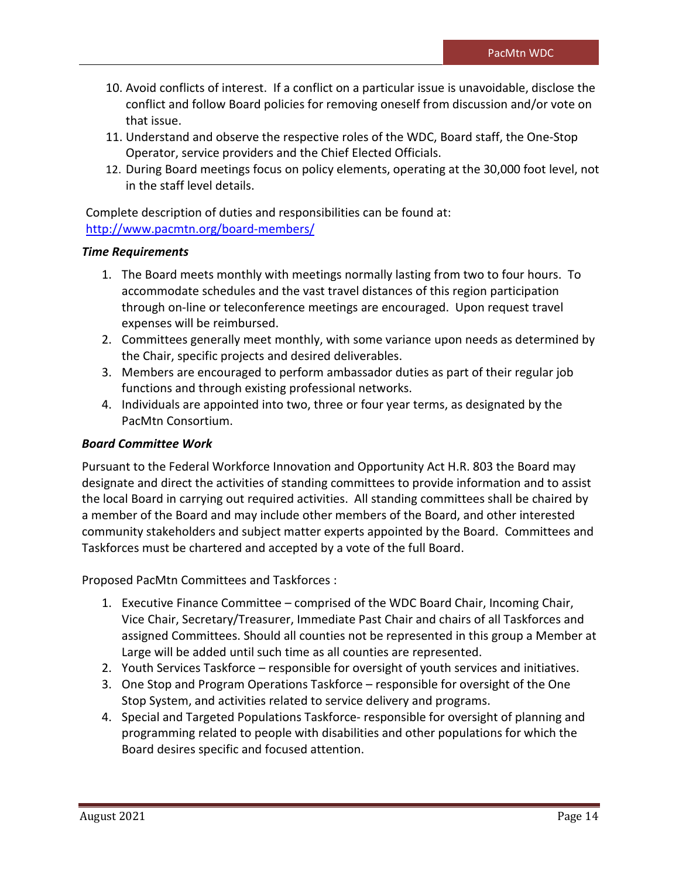10. Avoid conflicts of interest. If a conflict on a particular issue is unavoidable, disclose the conflict and follow Board policies for removing oneself from discussion and/or vote on that issue.
11. Understand and observe the respective roles of the WDC, Board staff, the One-Stop Operator, service providers and the Chief Elected Officials.
12. During Board meetings focus on policy elements, operating at the 30,000 foot level, not in the staff level details.

Complete description of duties and responsibilities can be found at: [http://www.pacmtn.org/board-members/](http://www.pacmtn.org/board-members/)

***Time Requirements***

1. The Board meets monthly with meetings normally lasting from two to four hours. To accommodate schedules and the vast travel distances of this region participation through on-line or teleconference meetings are encouraged. Upon request travel expenses will be reimbursed.
2. Committees generally meet monthly, with some variance upon needs as determined by the Chair, specific projects and desired deliverables.
3. Members are encouraged to perform ambassador duties as part of their regular job functions and through existing professional networks.
4. Individuals are appointed into two, three or four year terms, as designated by the PacMtn Consortium.

***Board Committee Work***

Pursuant to the Federal Workforce Innovation and Opportunity Act H.R. 803 the Board may designate and direct the activities of standing committees to provide information and to assist the local Board in carrying out required activities. All standing committees shall be chaired by a member of the Board and may include other members of the Board, and other interested community stakeholders and subject matter experts appointed by the Board. Committees and Taskforces must be chartered and accepted by a vote of the full Board.

Proposed PacMtn Committees and Taskforces :

1. Executive Finance Committee – comprised of the WDC Board Chair, Incoming Chair, Vice Chair, Secretary/Treasurer, Immediate Past Chair and chairs of all Taskforces and assigned Committees. Should all counties not be represented in this group a Member at Large will be added until such time as all counties are represented.
2. Youth Services Taskforce – responsible for oversight of youth services and initiatives.
3. One Stop and Program Operations Taskforce – responsible for oversight of the One Stop System, and activities related to service delivery and programs.
4. Special and Targeted Populations Taskforce- responsible for oversight of planning and programming related to people with disabilities and other populations for which the Board desires specific and focused attention.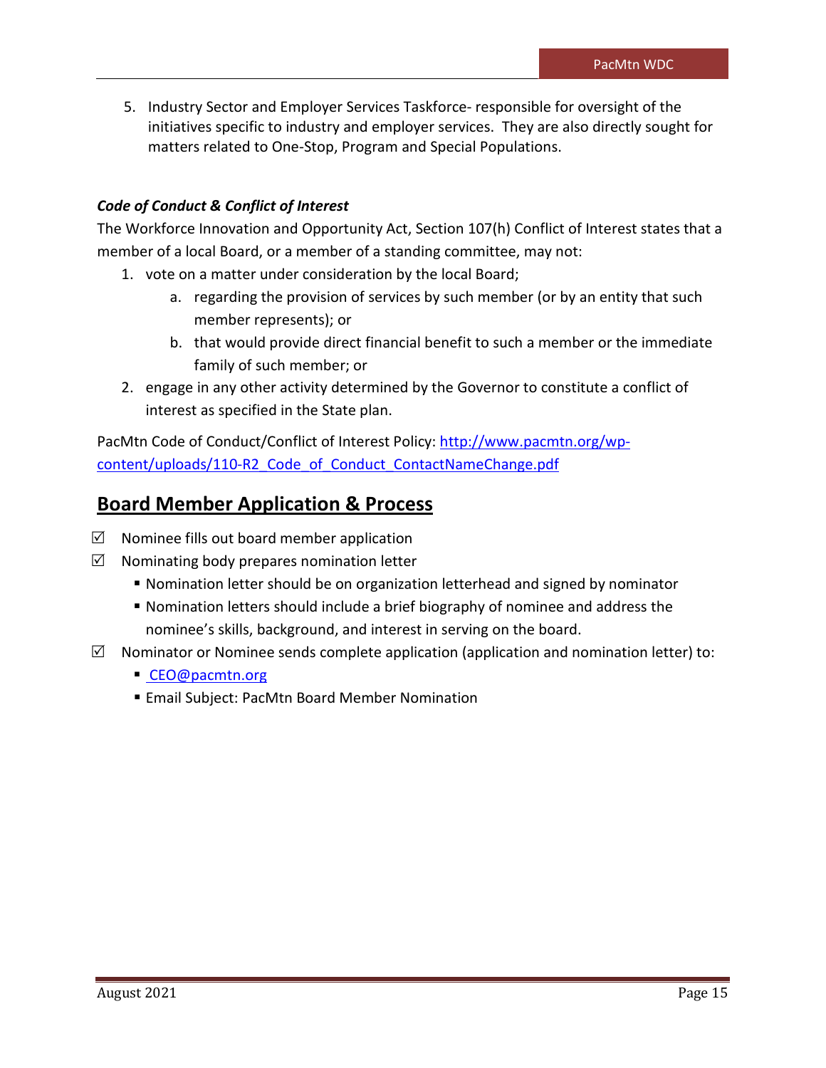5. Industry Sector and Employer Services Taskforce- responsible for oversight of the initiatives specific to industry and employer services. They are also directly sought for matters related to One-Stop, Program and Special Populations.

***Code of Conduct & Conflict of Interest***

The Workforce Innovation and Opportunity Act, Section 107(h) Conflict of Interest states that a member of a local Board, or a member of a standing committee, may not:

1. vote on a matter under consideration by the local Board;
   a. regarding the provision of services by such member (or by an entity that such member represents); or
   b. that would provide direct financial benefit to such a member or the immediate family of such member; or
2. engage in any other activity determined by the Governor to constitute a conflict of interest as specified in the State plan.

PacMtn Code of Conduct/Conflict of Interest Policy: [http://www.pacmtn.org/wp-content/uploads/110-R2_Code_of_Conduct_ContactNameChange.pdf](http://www.pacmtn.org/wp-content/uploads/110-R2_Code_of_Conduct_ContactNameChange.pdf)

## Board Member Application & Process

- ☑ Nominee fills out board member application
- ☑ Nominating body prepares nomination letter
  - Nomination letter should be on organization letterhead and signed by nominator
  - Nomination letters should include a brief biography of nominee and address the nominee's skills, background, and interest in serving on the board.
- ☑ Nominator or Nominee sends complete application (application and nomination letter) to:
  - [CEO@pacmtn.org](mailto:CEO@pacmtn.org)
  - Email Subject: PacMtn Board Member Nomination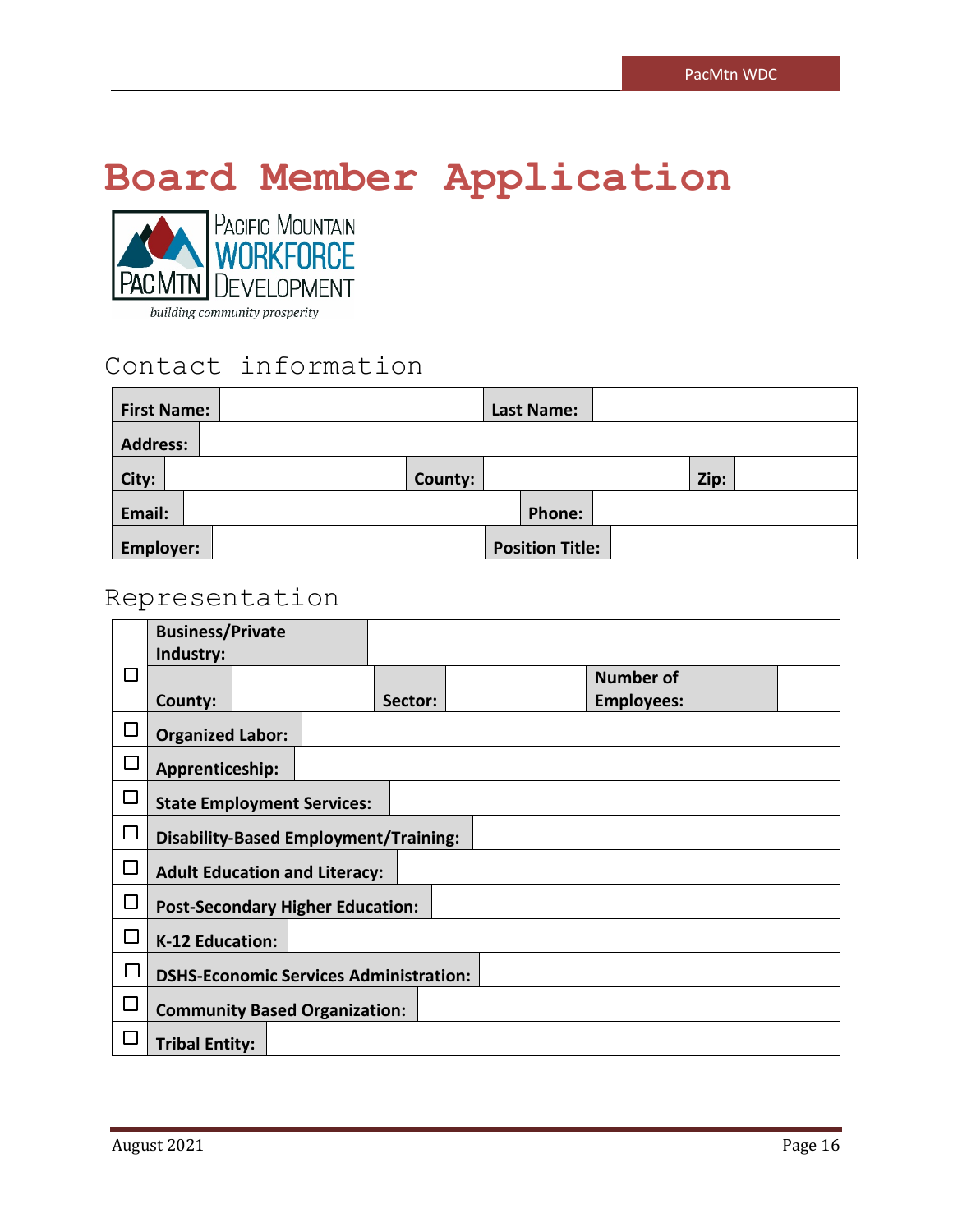# Board Member Application

Pacific Mountain Workforce Development

*building community prosperity*

## Contact information

| First Name: | | Last Name: | |
|---|---|---|---|
| Address: | | | |
| City: | | County: | | Zip: | |
| Email: | | Phone: | |
| Employer: | | Position Title: | |

## Representation

| | | | | | | |
|---|---|---|---|---|---|---|
| ☐ | Business/Private Industry: | | | | | |
| | County: | | Sector: | | Number of Employees: | |
| ☐ | Organized Labor: | | | | | |
| ☐ | Apprenticeship: | | | | | |
| ☐ | State Employment Services: | | | | | |
| ☐ | Disability-Based Employment/Training: | | | | | |
| ☐ | Adult Education and Literacy: | | | | | |
| ☐ | Post-Secondary Higher Education: | | | | | |
| ☐ | K-12 Education: | | | | | |
| ☐ | DSHS-Economic Services Administration: | | | | | |
| ☐ | Community Based Organization: | | | | | |
| ☐ | Tribal Entity: | | | | | |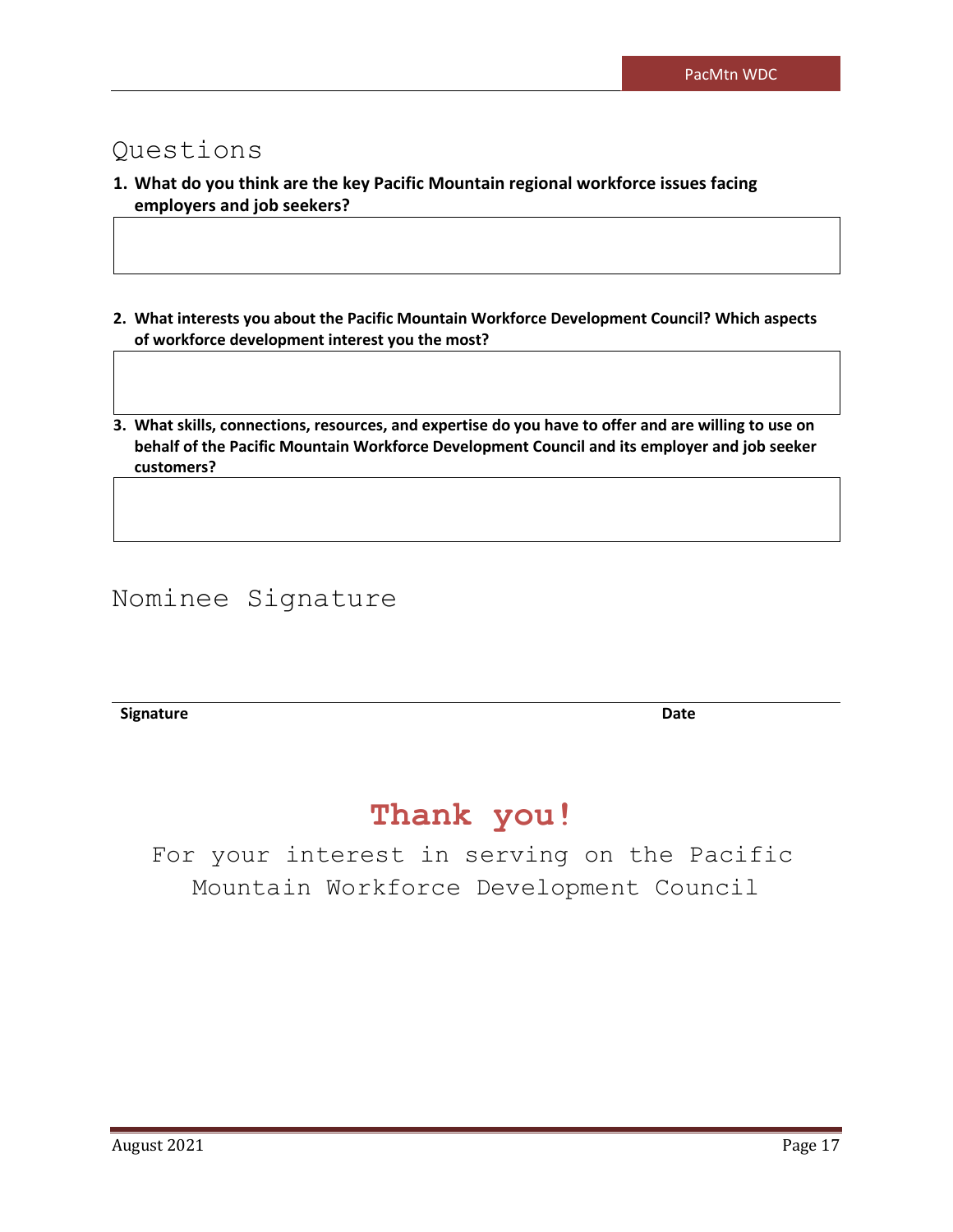## Questions

1. **What do you think are the key Pacific Mountain regional workforce issues facing employers and job seekers?**

2. **What interests you about the Pacific Mountain Workforce Development Council? Which aspects of workforce development interest you the most?**

3. **What skills, connections, resources, and expertise do you have to offer and are willing to use on behalf of the Pacific Mountain Workforce Development Council and its employer and job seeker customers?**

## Nominee Signature

**Signature** **Date**

# Thank you!

For your interest in serving on the Pacific Mountain Workforce Development Council